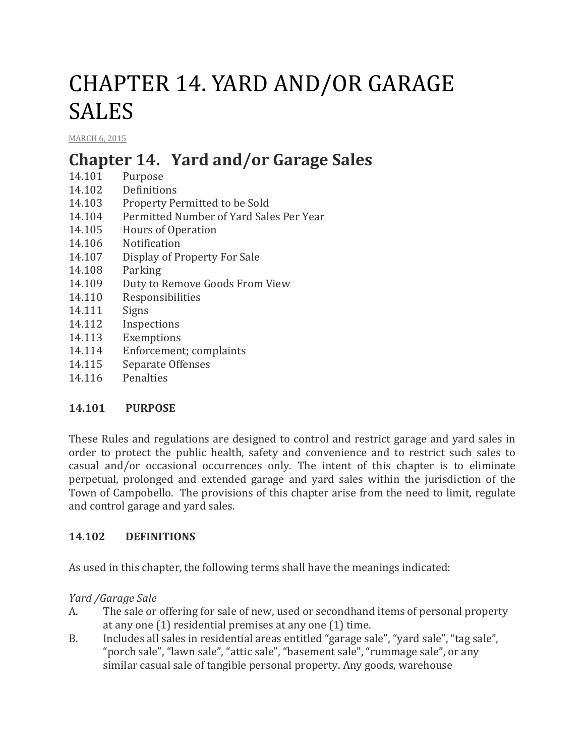# CHAPTER 14. YARD AND/OR GARAGE SALES

MARCH 6, 2015

## Chapter 14. Yard and/or Garage Sales

14.101 Purpose
14.102 Definitions
14.103 Property Permitted to be Sold
14.104 Permitted Number of Yard Sales Per Year
14.105 Hours of Operation
14.106 Notification
14.107 Display of Property For Sale
14.108 Parking
14.109 Duty to Remove Goods From View
14.110 Responsibilities
14.111 Signs
14.112 Inspections
14.113 Exemptions
14.114 Enforcement; complaints
14.115 Separate Offenses
14.116 Penalties

**14.101 PURPOSE**

These Rules and regulations are designed to control and restrict garage and yard sales in order to protect the public health, safety and convenience and to restrict such sales to casual and/or occasional occurrences only. The intent of this chapter is to eliminate perpetual, prolonged and extended garage and yard sales within the jurisdiction of the Town of Campobello. The provisions of this chapter arise from the need to limit, regulate and control garage and yard sales.

**14.102 DEFINITIONS**

As used in this chapter, the following terms shall have the meanings indicated:

*Yard /Garage Sale*

A. The sale or offering for sale of new, used or secondhand items of personal property at any one (1) residential premises at any one (1) time.

B. Includes all sales in residential areas entitled "garage sale", "yard sale", "tag sale", "porch sale", "lawn sale", "attic sale", "basement sale", "rummage sale", or any similar casual sale of tangible personal property. Any goods, warehouse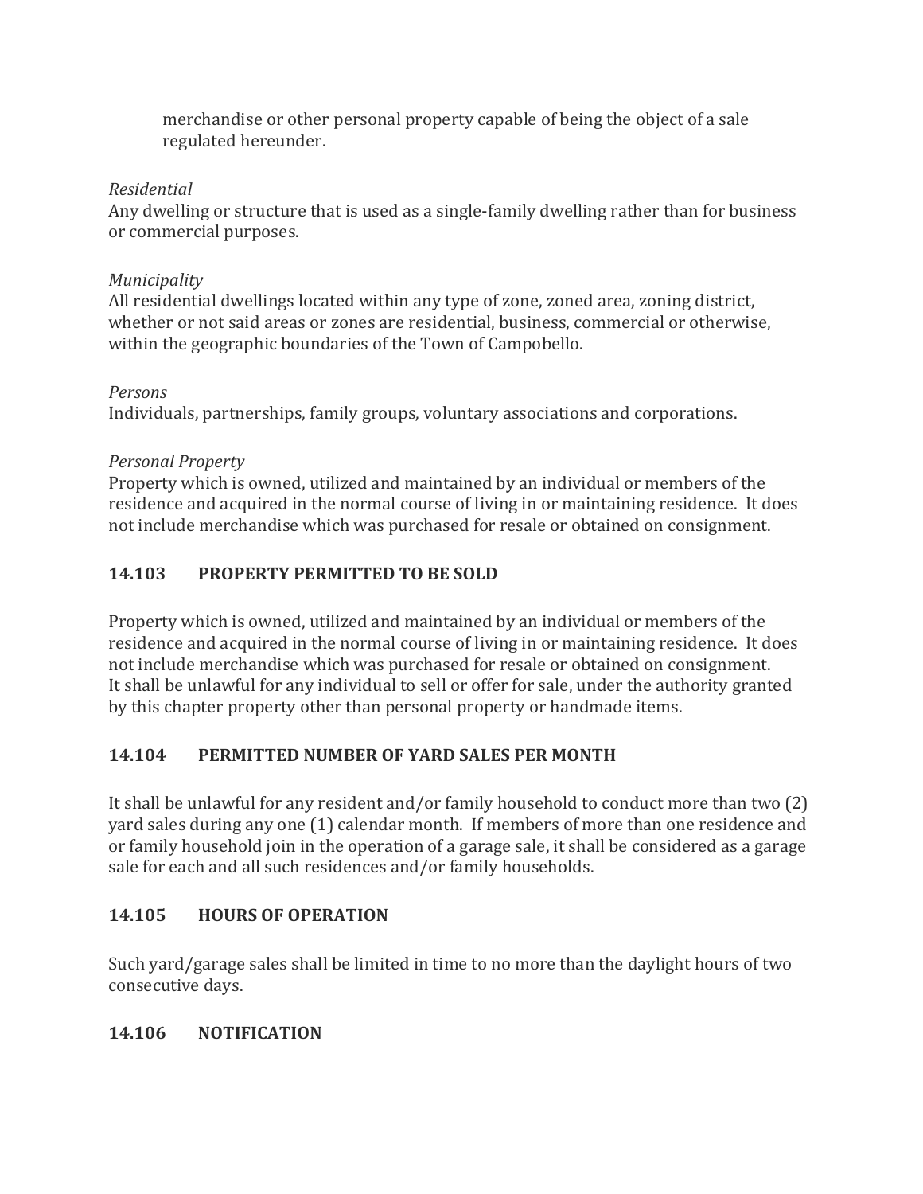merchandise or other personal property capable of being the object of a sale regulated hereunder.

*Residential*
Any dwelling or structure that is used as a single-family dwelling rather than for business or commercial purposes.

*Municipality*
All residential dwellings located within any type of zone, zoned area, zoning district, whether or not said areas or zones are residential, business, commercial or otherwise, within the geographic boundaries of the Town of Campobello.

*Persons*
Individuals, partnerships, family groups, voluntary associations and corporations.

*Personal Property*
Property which is owned, utilized and maintained by an individual or members of the residence and acquired in the normal course of living in or maintaining residence. It does not include merchandise which was purchased for resale or obtained on consignment.

## 14.103 PROPERTY PERMITTED TO BE SOLD

Property which is owned, utilized and maintained by an individual or members of the residence and acquired in the normal course of living in or maintaining residence. It does not include merchandise which was purchased for resale or obtained on consignment. It shall be unlawful for any individual to sell or offer for sale, under the authority granted by this chapter property other than personal property or handmade items.

## 14.104 PERMITTED NUMBER OF YARD SALES PER MONTH

It shall be unlawful for any resident and/or family household to conduct more than two (2) yard sales during any one (1) calendar month. If members of more than one residence and or family household join in the operation of a garage sale, it shall be considered as a garage sale for each and all such residences and/or family households.

## 14.105 HOURS OF OPERATION

Such yard/garage sales shall be limited in time to no more than the daylight hours of two consecutive days.

## 14.106 NOTIFICATION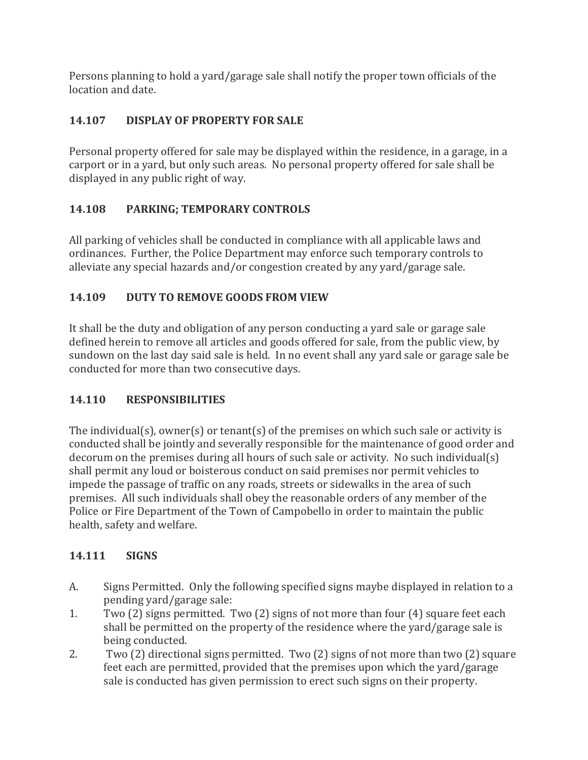Persons planning to hold a yard/garage sale shall notify the proper town officials of the location and date.

### 14.107 DISPLAY OF PROPERTY FOR SALE

Personal property offered for sale may be displayed within the residence, in a garage, in a carport or in a yard, but only such areas. No personal property offered for sale shall be displayed in any public right of way.

### 14.108 PARKING; TEMPORARY CONTROLS

All parking of vehicles shall be conducted in compliance with all applicable laws and ordinances. Further, the Police Department may enforce such temporary controls to alleviate any special hazards and/or congestion created by any yard/garage sale.

### 14.109 DUTY TO REMOVE GOODS FROM VIEW

It shall be the duty and obligation of any person conducting a yard sale or garage sale defined herein to remove all articles and goods offered for sale, from the public view, by sundown on the last day said sale is held. In no event shall any yard sale or garage sale be conducted for more than two consecutive days.

### 14.110 RESPONSIBILITIES

The individual(s), owner(s) or tenant(s) of the premises on which such sale or activity is conducted shall be jointly and severally responsible for the maintenance of good order and decorum on the premises during all hours of such sale or activity. No such individual(s) shall permit any loud or boisterous conduct on said premises nor permit vehicles to impede the passage of traffic on any roads, streets or sidewalks in the area of such premises. All such individuals shall obey the reasonable orders of any member of the Police or Fire Department of the Town of Campobello in order to maintain the public health, safety and welfare.

### 14.111 SIGNS

A. Signs Permitted. Only the following specified signs maybe displayed in relation to a pending yard/garage sale:

1. Two (2) signs permitted. Two (2) signs of not more than four (4) square feet each shall be permitted on the property of the residence where the yard/garage sale is being conducted.
2. Two (2) directional signs permitted. Two (2) signs of not more than two (2) square feet each are permitted, provided that the premises upon which the yard/garage sale is conducted has given permission to erect such signs on their property.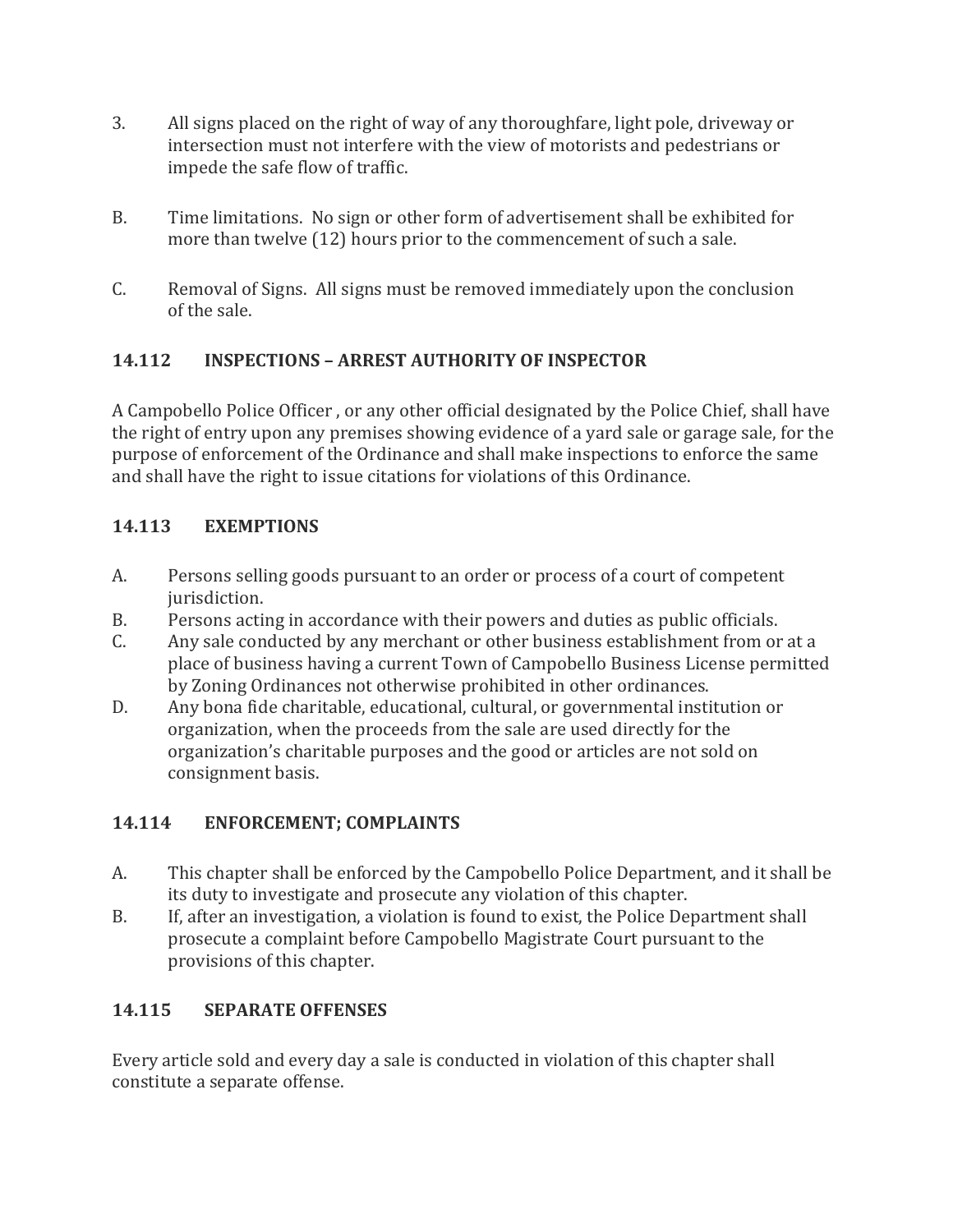3. All signs placed on the right of way of any thoroughfare, light pole, driveway or intersection must not interfere with the view of motorists and pedestrians or impede the safe flow of traffic.

B. Time limitations. No sign or other form of advertisement shall be exhibited for more than twelve (12) hours prior to the commencement of such a sale.

C. Removal of Signs. All signs must be removed immediately upon the conclusion of the sale.

### 14.112 INSPECTIONS – ARREST AUTHORITY OF INSPECTOR

A Campobello Police Officer , or any other official designated by the Police Chief, shall have the right of entry upon any premises showing evidence of a yard sale or garage sale, for the purpose of enforcement of the Ordinance and shall make inspections to enforce the same and shall have the right to issue citations for violations of this Ordinance.

### 14.113 EXEMPTIONS

A. Persons selling goods pursuant to an order or process of a court of competent jurisdiction.
B. Persons acting in accordance with their powers and duties as public officials.
C. Any sale conducted by any merchant or other business establishment from or at a place of business having a current Town of Campobello Business License permitted by Zoning Ordinances not otherwise prohibited in other ordinances.
D. Any bona fide charitable, educational, cultural, or governmental institution or organization, when the proceeds from the sale are used directly for the organization's charitable purposes and the good or articles are not sold on consignment basis.

### 14.114 ENFORCEMENT; COMPLAINTS

A. This chapter shall be enforced by the Campobello Police Department, and it shall be its duty to investigate and prosecute any violation of this chapter.
B. If, after an investigation, a violation is found to exist, the Police Department shall prosecute a complaint before Campobello Magistrate Court pursuant to the provisions of this chapter.

### 14.115 SEPARATE OFFENSES

Every article sold and every day a sale is conducted in violation of this chapter shall constitute a separate offense.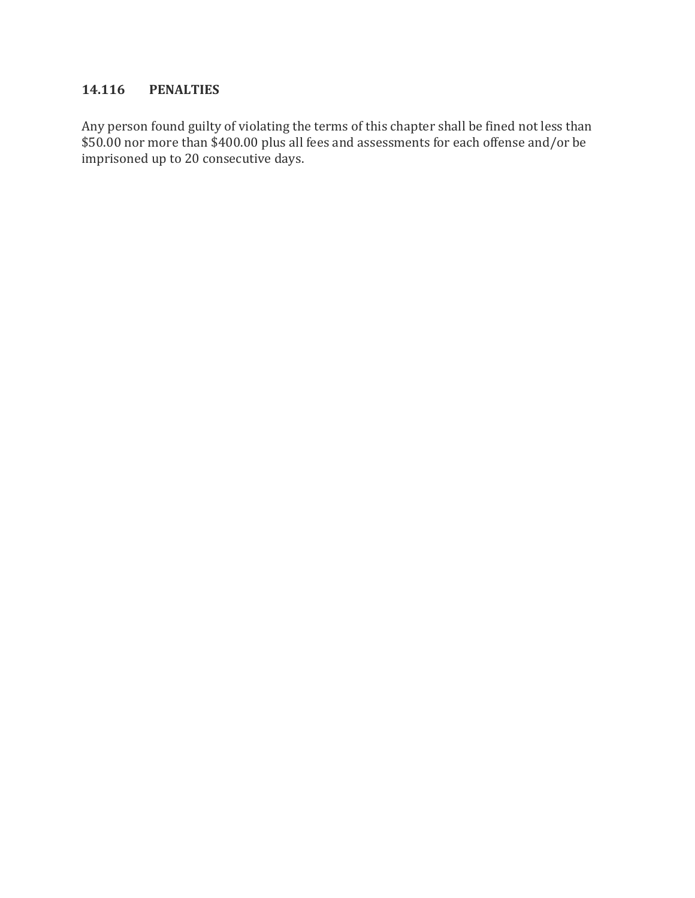### 14.116 PENALTIES

Any person found guilty of violating the terms of this chapter shall be fined not less than $50.00 nor more than $400.00 plus all fees and assessments for each offense and/or be imprisoned up to 20 consecutive days.